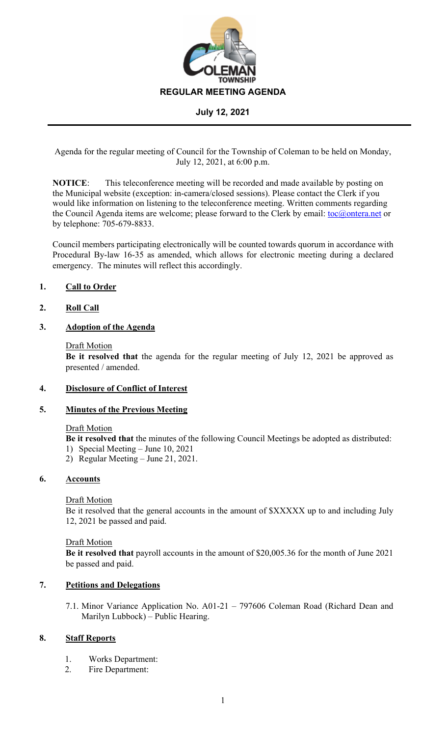# REGULAR MEETING AGENDA

## July 12, 2021

Agenda for the regular meeting of Council for the Township of Coleman to be held on Monday, July 12, 2021, at 6:00 p.m.

**NOTICE**: This teleconference meeting will be recorded and made available by posting on the Municipal website (exception: in-camera/closed sessions). Please contact the Clerk if you would like information on listening to the teleconference meeting. Written comments regarding the Council Agenda items are welcome; please forward to the Clerk by email: toc@ontera.net or by telephone: 705-679-8833.

Council members participating electronically will be counted towards quorum in accordance with Procedural By-law 16-35 as amended, which allows for electronic meeting during a declared emergency. The minutes will reflect this accordingly.

### 1. Call to Order

### 2. Roll Call

### 3. Adoption of the Agenda

Draft Motion

**Be it resolved that** the agenda for the regular meeting of July 12, 2021 be approved as presented / amended.

### 4. Disclosure of Conflict of Interest

### 5. Minutes of the Previous Meeting

Draft Motion

**Be it resolved that** the minutes of the following Council Meetings be adopted as distributed:

1) Special Meeting – June 10, 2021
2) Regular Meeting – June 21, 2021.

### 6. Accounts

Draft Motion

Be it resolved that the general accounts in the amount of $XXXXX up to and including July 12, 2021 be passed and paid.

Draft Motion

**Be it resolved that** payroll accounts in the amount of $20,005.36 for the month of June 2021 be passed and paid.

### 7. Petitions and Delegations

7.1. Minor Variance Application No. A01-21 – 797606 Coleman Road (Richard Dean and Marilyn Lubbock) – Public Hearing.

### 8. Staff Reports

1. Works Department:
2. Fire Department: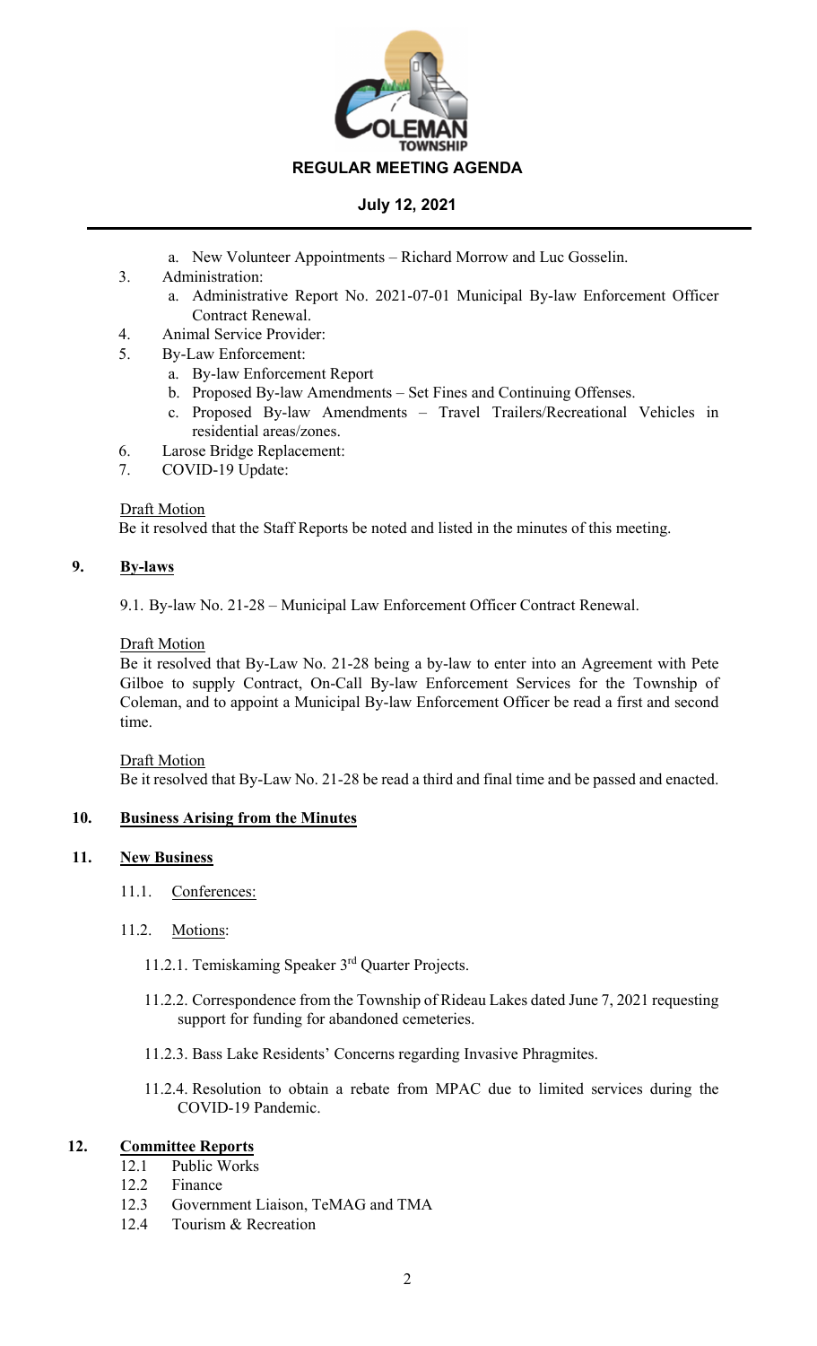a. New Volunteer Appointments – Richard Morrow and Luc Gosselin.

3. Administration:
   a. Administrative Report No. 2021-07-01 Municipal By-law Enforcement Officer Contract Renewal.
4. Animal Service Provider:
5. By-Law Enforcement:
   a. By-law Enforcement Report
   b. Proposed By-law Amendments – Set Fines and Continuing Offenses.
   c. Proposed By-law Amendments – Travel Trailers/Recreational Vehicles in residential areas/zones.
6. Larose Bridge Replacement:
7. COVID-19 Update:

Draft Motion
Be it resolved that the Staff Reports be noted and listed in the minutes of this meeting.

## 9. By-laws

9.1. By-law No. 21-28 – Municipal Law Enforcement Officer Contract Renewal.

Draft Motion
Be it resolved that By-Law No. 21-28 being a by-law to enter into an Agreement with Pete Gilboe to supply Contract, On-Call By-law Enforcement Services for the Township of Coleman, and to appoint a Municipal By-law Enforcement Officer be read a first and second time.

Draft Motion
Be it resolved that By-Law No. 21-28 be read a third and final time and be passed and enacted.

## 10. Business Arising from the Minutes

## 11. New Business

11.1. Conferences:

11.2. Motions:

11.2.1. Temiskaming Speaker 3rd Quarter Projects.

11.2.2. Correspondence from the Township of Rideau Lakes dated June 7, 2021 requesting support for funding for abandoned cemeteries.

11.2.3. Bass Lake Residents' Concerns regarding Invasive Phragmites.

11.2.4. Resolution to obtain a rebate from MPAC due to limited services during the COVID-19 Pandemic.

## 12. Committee Reports

12.1 Public Works
12.2 Finance
12.3 Government Liaison, TeMAG and TMA
12.4 Tourism & Recreation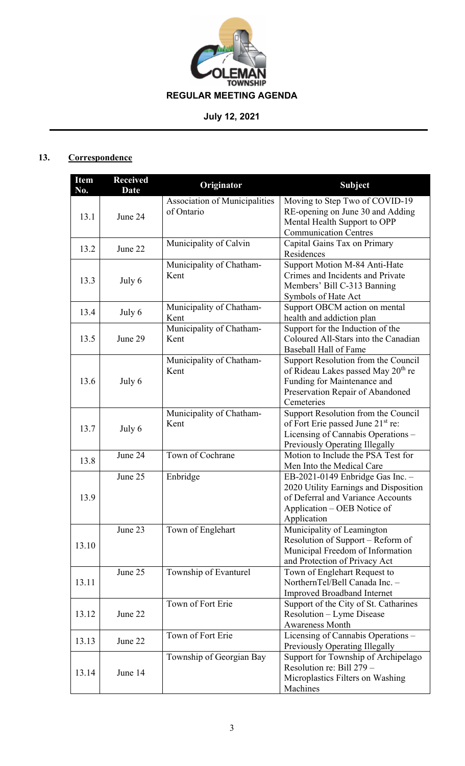**REGULAR MEETING AGENDA**

**July 12, 2021**

## 13. Correspondence

| Item No. | Received Date | Originator | Subject |
|---|---|---|---|
| 13.1 | June 24 | Association of Municipalities of Ontario | Moving to Step Two of COVID-19 RE-opening on June 30 and Adding Mental Health Support to OPP Communication Centres |
| 13.2 | June 22 | Municipality of Calvin | Capital Gains Tax on Primary Residences |
| 13.3 | July 6 | Municipality of Chatham-Kent | Support Motion M-84 Anti-Hate Crimes and Incidents and Private Members' Bill C-313 Banning Symbols of Hate Act |
| 13.4 | July 6 | Municipality of Chatham-Kent | Support OBCM action on mental health and addiction plan |
| 13.5 | June 29 | Municipality of Chatham-Kent | Support for the Induction of the Coloured All-Stars into the Canadian Baseball Hall of Fame |
| 13.6 | July 6 | Municipality of Chatham-Kent | Support Resolution from the Council of Rideau Lakes passed May 20th re Funding for Maintenance and Preservation Repair of Abandoned Cemeteries |
| 13.7 | July 6 | Municipality of Chatham-Kent | Support Resolution from the Council of Fort Erie passed June 21st re: Licensing of Cannabis Operations – Previously Operating Illegally |
| 13.8 | June 24 | Town of Cochrane | Motion to Include the PSA Test for Men Into the Medical Care |
| 13.9 | June 25 | Enbridge | EB-2021-0149 Enbridge Gas Inc. – 2020 Utility Earnings and Disposition of Deferral and Variance Accounts Application – OEB Notice of Application |
| 13.10 | June 23 | Town of Englehart | Municipality of Leamington Resolution of Support – Reform of Municipal Freedom of Information and Protection of Privacy Act |
| 13.11 | June 25 | Township of Evanturel | Town of Englehart Request to NorthernTel/Bell Canada Inc. – Improved Broadband Internet |
| 13.12 | June 22 | Town of Fort Erie | Support of the City of St. Catharines Resolution – Lyme Disease Awareness Month |
| 13.13 | June 22 | Town of Fort Erie | Licensing of Cannabis Operations – Previously Operating Illegally |
| 13.14 | June 14 | Township of Georgian Bay | Support for Township of Archipelago Resolution re: Bill 279 – Microplastics Filters on Washing Machines |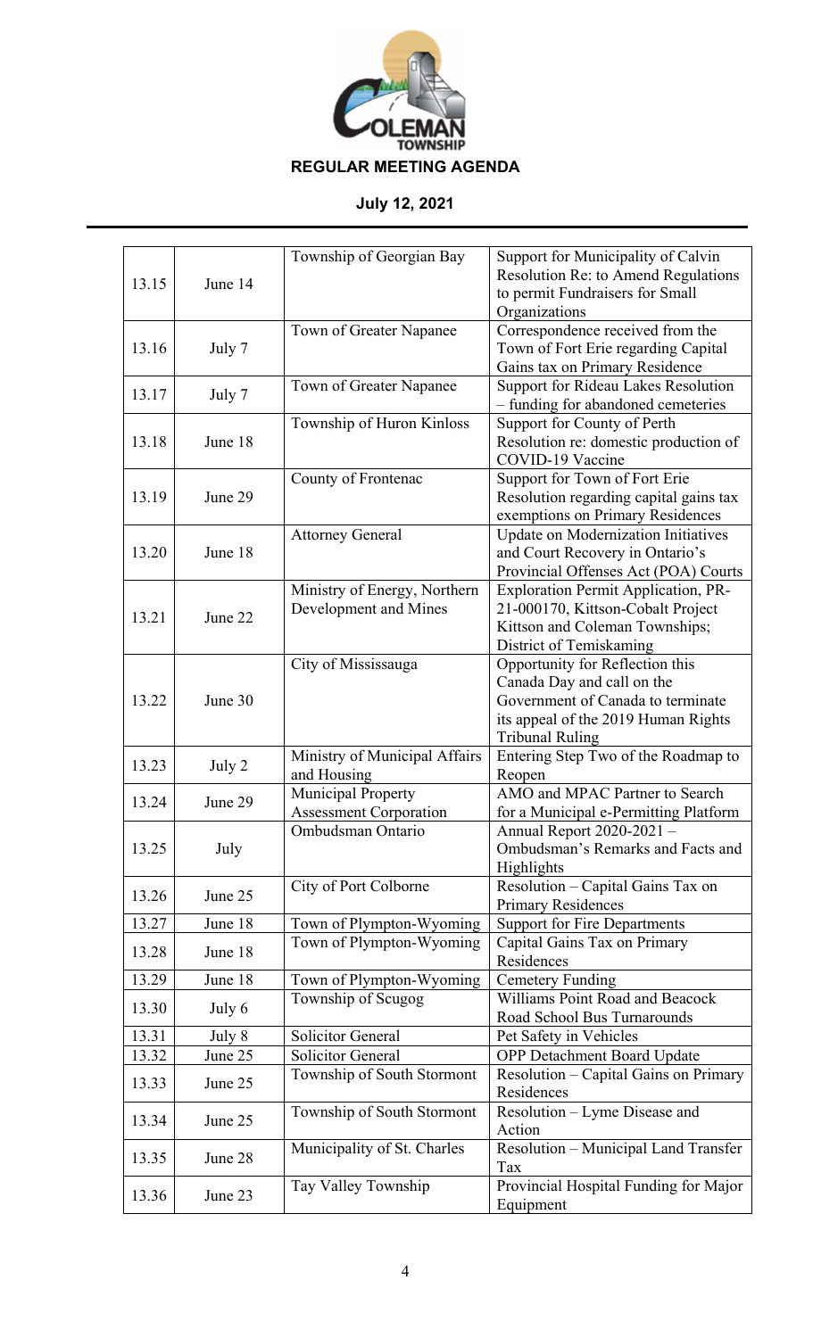**COLEMAN TOWNSHIP**

**REGULAR MEETING AGENDA**

**July 12, 2021**

| | | | |
|---|---|---|---|
| 13.15 | June 14 | Township of Georgian Bay | Support for Municipality of Calvin Resolution Re: to Amend Regulations to permit Fundraisers for Small Organizations |
| 13.16 | July 7 | Town of Greater Napanee | Correspondence received from the Town of Fort Erie regarding Capital Gains tax on Primary Residence |
| 13.17 | July 7 | Town of Greater Napanee | Support for Rideau Lakes Resolution – funding for abandoned cemeteries |
| 13.18 | June 18 | Township of Huron Kinloss | Support for County of Perth Resolution re: domestic production of COVID-19 Vaccine |
| 13.19 | June 29 | County of Frontenac | Support for Town of Fort Erie Resolution regarding capital gains tax exemptions on Primary Residences |
| 13.20 | June 18 | Attorney General | Update on Modernization Initiatives and Court Recovery in Ontario's Provincial Offenses Act (POA) Courts |
| 13.21 | June 22 | Ministry of Energy, Northern Development and Mines | Exploration Permit Application, PR-21-000170, Kittson-Cobalt Project Kittson and Coleman Townships; District of Temiskaming |
| 13.22 | June 30 | City of Mississauga | Opportunity for Reflection this Canada Day and call on the Government of Canada to terminate its appeal of the 2019 Human Rights Tribunal Ruling |
| 13.23 | July 2 | Ministry of Municipal Affairs and Housing | Entering Step Two of the Roadmap to Reopen |
| 13.24 | June 29 | Municipal Property Assessment Corporation | AMO and MPAC Partner to Search for a Municipal e-Permitting Platform |
| 13.25 | July | Ombudsman Ontario | Annual Report 2020-2021 – Ombudsman's Remarks and Facts and Highlights |
| 13.26 | June 25 | City of Port Colborne | Resolution – Capital Gains Tax on Primary Residences |
| 13.27 | June 18 | Town of Plympton-Wyoming | Support for Fire Departments |
| 13.28 | June 18 | Town of Plympton-Wyoming | Capital Gains Tax on Primary Residences |
| 13.29 | June 18 | Town of Plympton-Wyoming | Cemetery Funding |
| 13.30 | July 6 | Township of Scugog | Williams Point Road and Beacock Road School Bus Turnarounds |
| 13.31 | July 8 | Solicitor General | Pet Safety in Vehicles |
| 13.32 | June 25 | Solicitor General | OPP Detachment Board Update |
| 13.33 | June 25 | Township of South Stormont | Resolution – Capital Gains on Primary Residences |
| 13.34 | June 25 | Township of South Stormont | Resolution – Lyme Disease and Action |
| 13.35 | June 28 | Municipality of St. Charles | Resolution – Municipal Land Transfer Tax |
| 13.36 | June 23 | Tay Valley Township | Provincial Hospital Funding for Major Equipment |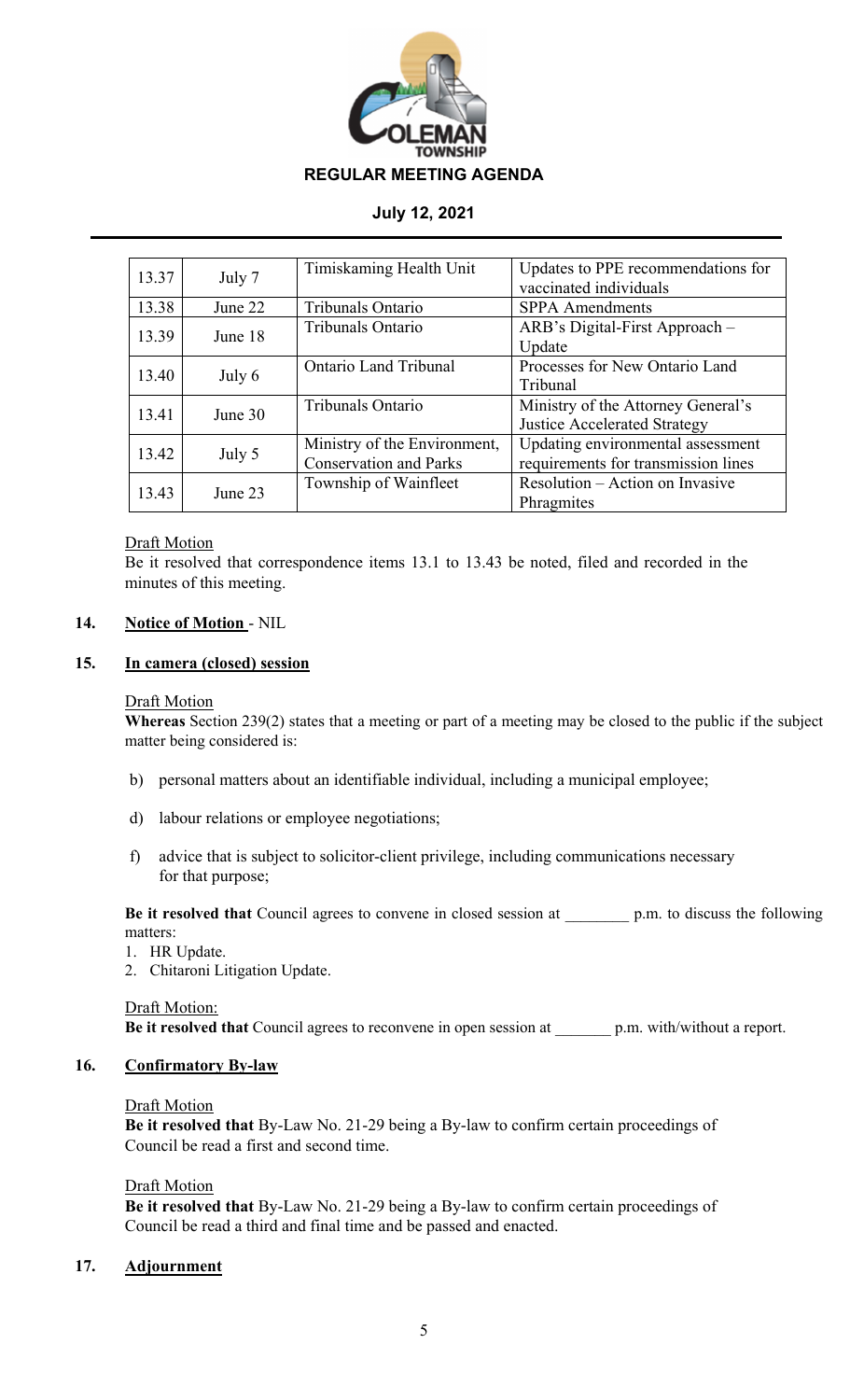| 13.37 | July 7 | Timiskaming Health Unit | Updates to PPE recommendations for vaccinated individuals |
|---|---|---|---|
| 13.38 | June 22 | Tribunals Ontario | SPPA Amendments |
| 13.39 | June 18 | Tribunals Ontario | ARB's Digital-First Approach – Update |
| 13.40 | July 6 | Ontario Land Tribunal | Processes for New Ontario Land Tribunal |
| 13.41 | June 30 | Tribunals Ontario | Ministry of the Attorney General's Justice Accelerated Strategy |
| 13.42 | July 5 | Ministry of the Environment, Conservation and Parks | Updating environmental assessment requirements for transmission lines |
| 13.43 | June 23 | Township of Wainfleet | Resolution – Action on Invasive Phragmites |

Draft Motion

Be it resolved that correspondence items 13.1 to 13.43 be noted, filed and recorded in the minutes of this meeting.

## 14. Notice of Motion - NIL

## 15. In camera (closed) session

Draft Motion

**Whereas** Section 239(2) states that a meeting or part of a meeting may be closed to the public if the subject matter being considered is:

b) personal matters about an identifiable individual, including a municipal employee;

d) labour relations or employee negotiations;

f) advice that is subject to solicitor-client privilege, including communications necessary for that purpose;

**Be it resolved that** Council agrees to convene in closed session at ________ p.m. to discuss the following matters:

1. HR Update.
2. Chitaroni Litigation Update.

Draft Motion:

**Be it resolved that** Council agrees to reconvene in open session at _______ p.m. with/without a report.

## 16. Confirmatory By-law

Draft Motion

**Be it resolved that** By-Law No. 21-29 being a By-law to confirm certain proceedings of Council be read a first and second time.

Draft Motion

**Be it resolved that** By-Law No. 21-29 being a By-law to confirm certain proceedings of Council be read a third and final time and be passed and enacted.

## 17. Adjournment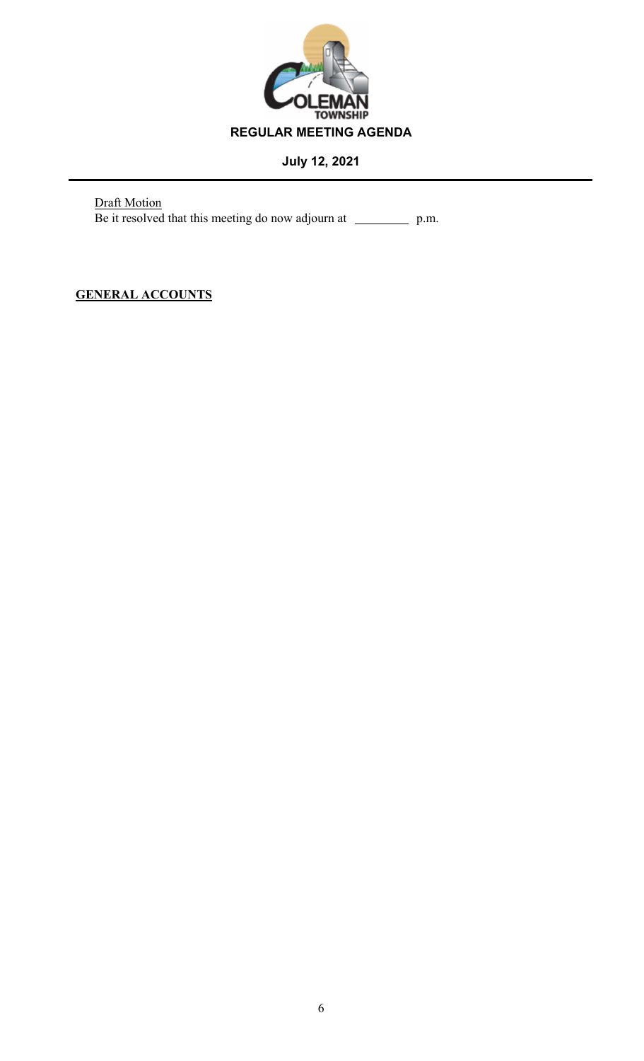Draft Motion

Be it resolved that this meeting do now adjourn at ________ p.m.

**GENERAL ACCOUNTS**